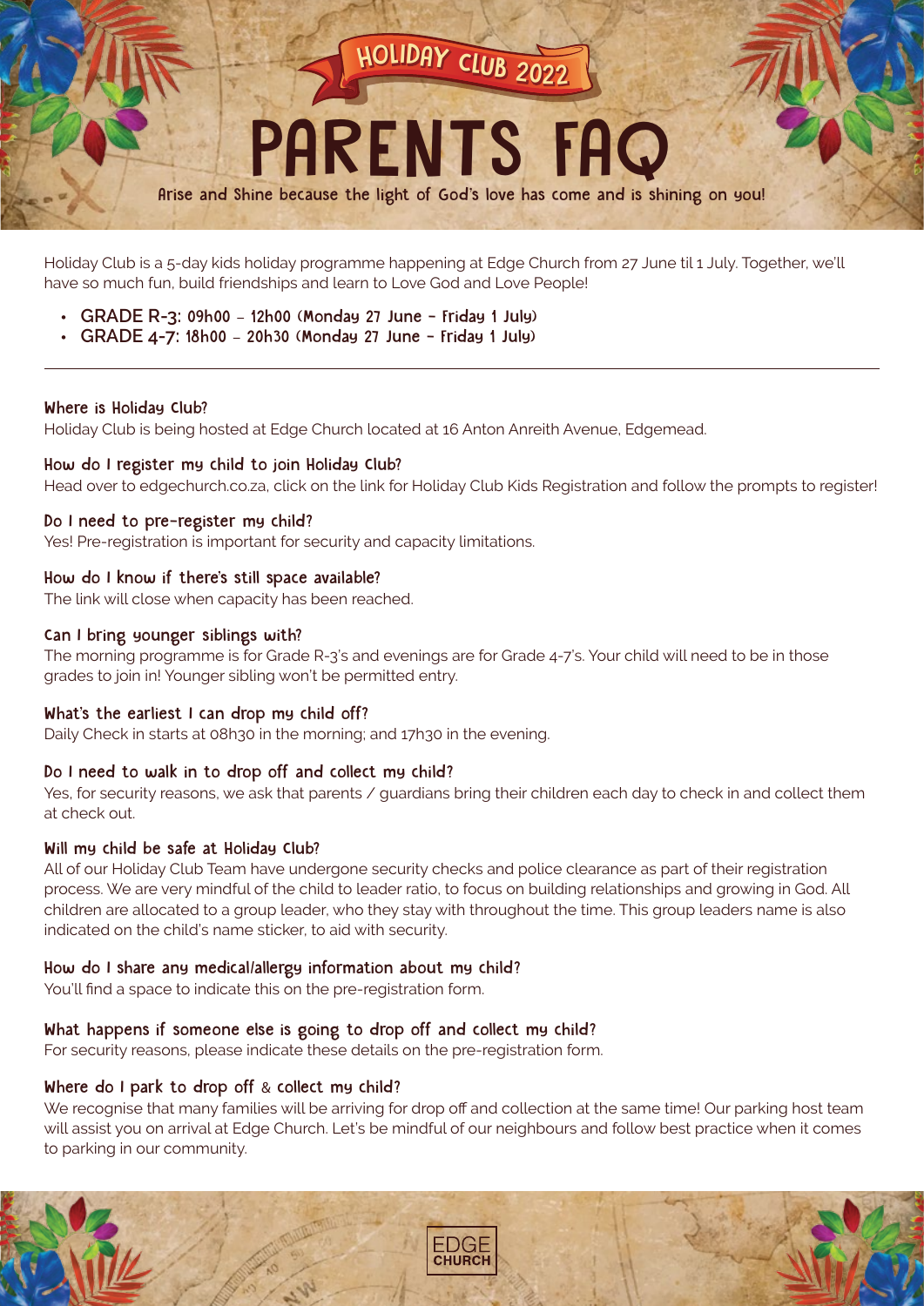HOLIDAY CLUB 2022

# PARENTS FAQ

Arise and Shine because the light of God's love has come and is shining on you!

Holiday Club is a 5-day kids holiday programme happening at Edge Church from 27 June til 1 July. Together, we'll have so much fun, build friendships and learn to Love God and Love People!

- **GRADE R-3: 09h00 – 12h00 (Monday 27 June – Friday 1 July)**
- **GRADE 4-7: 18h00 – 20h30 (Monday 27 June – Friday 1 July)**

---

### Where is Holiday Club?

Holiday Club is being hosted at Edge Church located at 16 Anton Anreith Avenue, Edgemead.

### How do I register my child to join Holiday Club?

Head over to edgechurch.co.za, click on the link for Holiday Club Kids Registration and follow the prompts to register!

### Do I need to pre-register my child?

Yes! Pre-registration is important for security and capacity limitations.

### How do I know if there's still space available?

The link will close when capacity has been reached.

### Can I bring younger siblings with?

The morning programme is for Grade R-3's and evenings are for Grade 4-7's. Your child will need to be in those grades to join in! Younger sibling won't be permitted entry.

### What's the earliest I can drop my child off?

Daily Check in starts at 08h30 in the morning; and 17h30 in the evening.

### Do I need to walk in to drop off and collect my child?

Yes, for security reasons, we ask that parents / guardians bring their children each day to check in and collect them at check out.

### Will my child be safe at Holiday Club?

All of our Holiday Club Team have undergone security checks and police clearance as part of their registration process. We are very mindful of the child to leader ratio, to focus on building relationships and growing in God. All children are allocated to a group leader, who they stay with throughout the time. This group leaders name is also indicated on the child's name sticker, to aid with security.

### How do I share any medical/allergy information about my child?

You'll find a space to indicate this on the pre-registration form.

### What happens if someone else is going to drop off and collect my child?

For security reasons, please indicate these details on the pre-registration form.

### Where do I park to drop off & collect my child?

We recognise that many families will be arriving for drop off and collection at the same time! Our parking host team will assist you on arrival at Edge Church. Let's be mindful of our neighbours and follow best practice when it comes to parking in our community.

EDGE CHURCH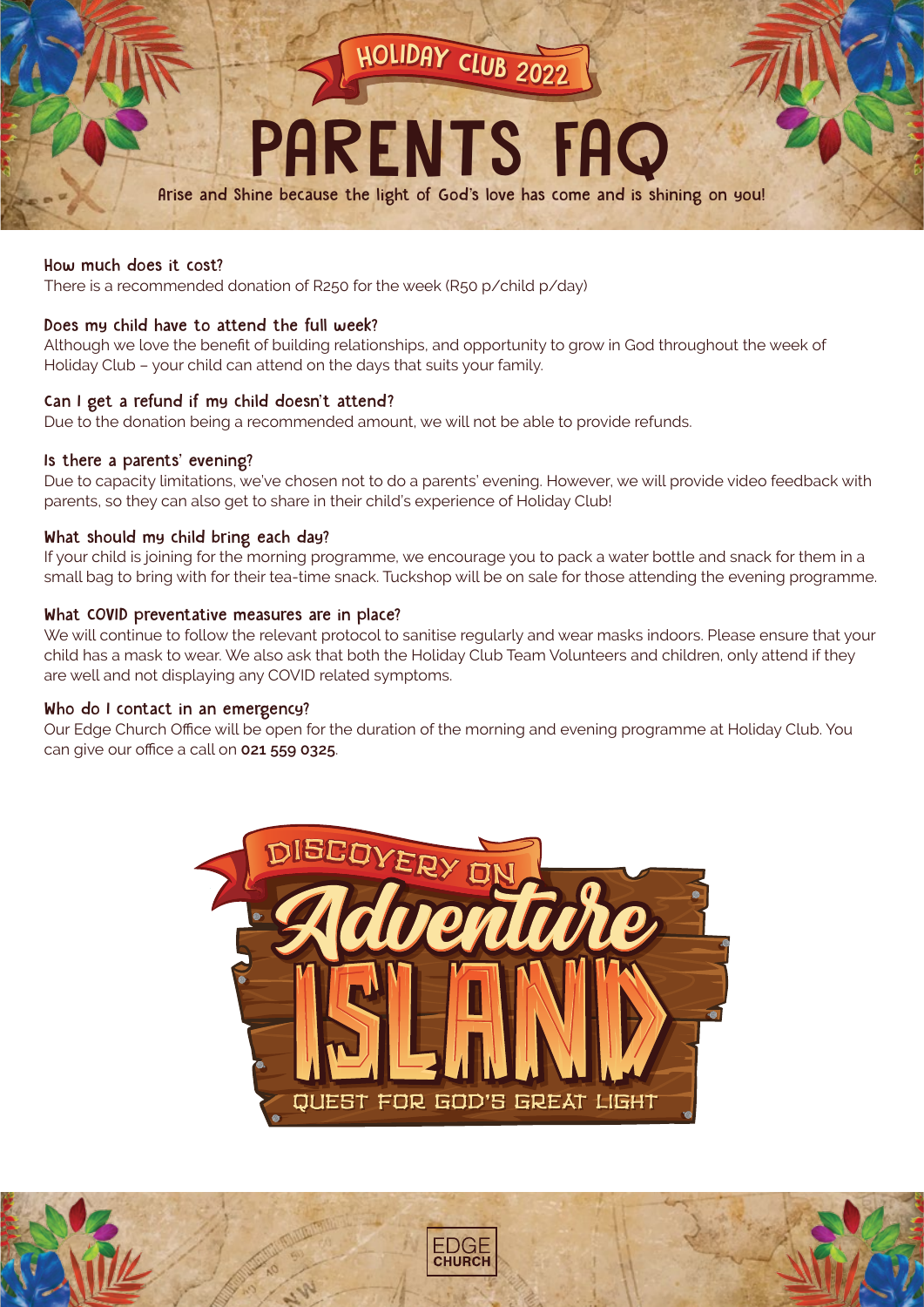HOLIDAY CLUB 2022

# PARENTS FAQ

Arise and Shine because the light of God's love has come and is shining on you!

### How much does it cost?

There is a recommended donation of R250 for the week (R50 p/child p/day)

### Does my child have to attend the full week?

Although we love the benefit of building relationships, and opportunity to grow in God throughout the week of Holiday Club – your child can attend on the days that suits your family.

### Can I get a refund if my child doesn't attend?

Due to the donation being a recommended amount, we will not be able to provide refunds.

### Is there a parents' evening?

Due to capacity limitations, we've chosen not to do a parents' evening. However, we will provide video feedback with parents, so they can also get to share in their child's experience of Holiday Club!

### What should my child bring each day?

If your child is joining for the morning programme, we encourage you to pack a water bottle and snack for them in a small bag to bring with for their tea-time snack. Tuckshop will be on sale for those attending the evening programme.

### What COVID preventative measures are in place?

We will continue to follow the relevant protocol to sanitise regularly and wear masks indoors. Please ensure that your child has a mask to wear. We also ask that both the Holiday Club Team Volunteers and children, only attend if they are well and not displaying any COVID related symptoms.

### Who do I contact in an emergency?

Our Edge Church Office will be open for the duration of the morning and evening programme at Holiday Club. You can give our office a call on **021 559 0325**.

DISCOVERY ON Adventure ISLAND

QUEST FOR GOD'S GREAT LIGHT

EDGE CHURCH